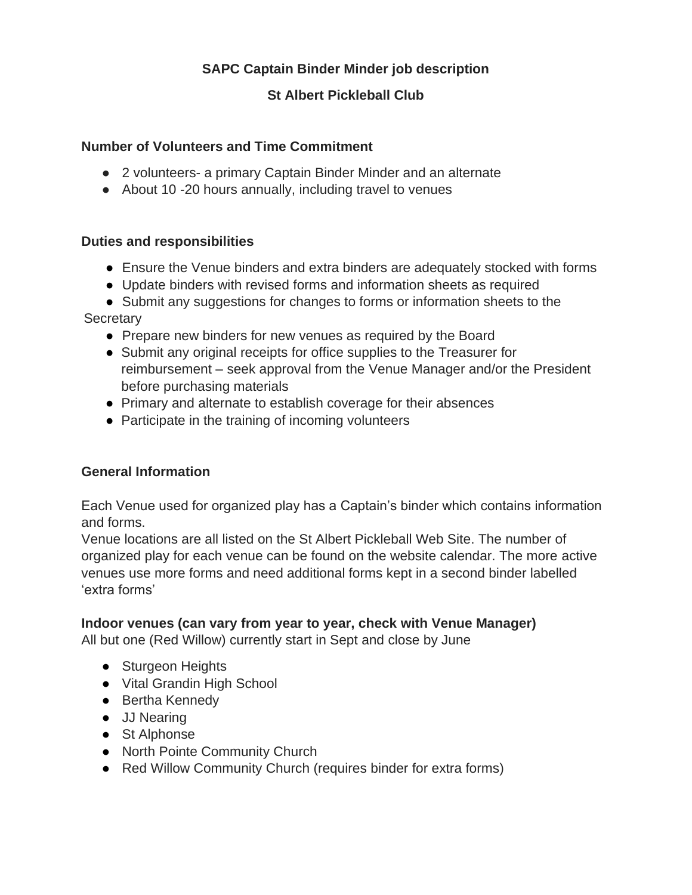# SAPC Captain Binder Minder job description

## St Albert Pickleball Club

### Number of Volunteers and Time Commitment

- 2 volunteers- a primary Captain Binder Minder and an alternate
- About 10 -20 hours annually, including travel to venues

### Duties and responsibilities

- Ensure the Venue binders and extra binders are adequately stocked with forms
- Update binders with revised forms and information sheets as required
- Submit any suggestions for changes to forms or information sheets to the Secretary
- Prepare new binders for new venues as required by the Board
- Submit any original receipts for office supplies to the Treasurer for reimbursement – seek approval from the Venue Manager and/or the President before purchasing materials
- Primary and alternate to establish coverage for their absences
- Participate in the training of incoming volunteers

### General Information

Each Venue used for organized play has a Captain's binder which contains information and forms.
Venue locations are all listed on the St Albert Pickleball Web Site. The number of organized play for each venue can be found on the website calendar. The more active venues use more forms and need additional forms kept in a second binder labelled 'extra forms'

### Indoor venues (can vary from year to year, check with Venue Manager)

All but one (Red Willow) currently start in Sept and close by June

- Sturgeon Heights
- Vital Grandin High School
- Bertha Kennedy
- JJ Nearing
- St Alphonse
- North Pointe Community Church
- Red Willow Community Church (requires binder for extra forms)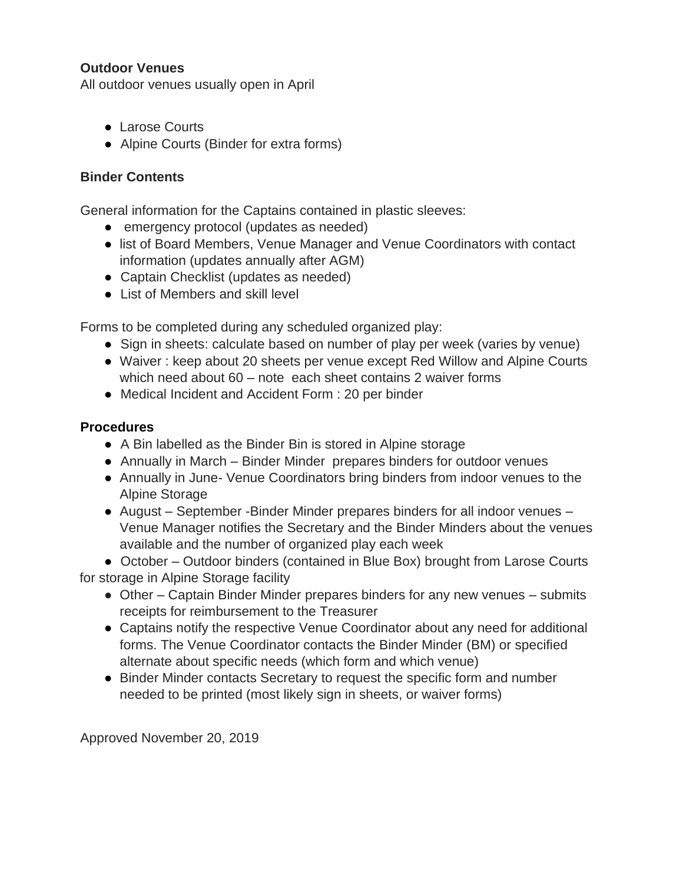**Outdoor Venues**

All outdoor venues usually open in April

- Larose Courts
- Alpine Courts (Binder for extra forms)

**Binder Contents**

General information for the Captains contained in plastic sleeves:

- emergency protocol (updates as needed)
- list of Board Members, Venue Manager and Venue Coordinators with contact information (updates annually after AGM)
- Captain Checklist (updates as needed)
- List of Members and skill level

Forms to be completed during any scheduled organized play:

- Sign in sheets: calculate based on number of play per week (varies by venue)
- Waiver : keep about 20 sheets per venue except Red Willow and Alpine Courts which need about 60 – note each sheet contains 2 waiver forms
- Medical Incident and Accident Form : 20 per binder

**Procedures**

- A Bin labelled as the Binder Bin is stored in Alpine storage
- Annually in March – Binder Minder prepares binders for outdoor venues
- Annually in June- Venue Coordinators bring binders from indoor venues to the Alpine Storage
- August – September -Binder Minder prepares binders for all indoor venues – Venue Manager notifies the Secretary and the Binder Minders about the venues available and the number of organized play each week
- October – Outdoor binders (contained in Blue Box) brought from Larose Courts for storage in Alpine Storage facility
- Other – Captain Binder Minder prepares binders for any new venues – submits receipts for reimbursement to the Treasurer
- Captains notify the respective Venue Coordinator about any need for additional forms. The Venue Coordinator contacts the Binder Minder (BM) or specified alternate about specific needs (which form and which venue)
- Binder Minder contacts Secretary to request the specific form and number needed to be printed (most likely sign in sheets, or waiver forms)

Approved November 20, 2019